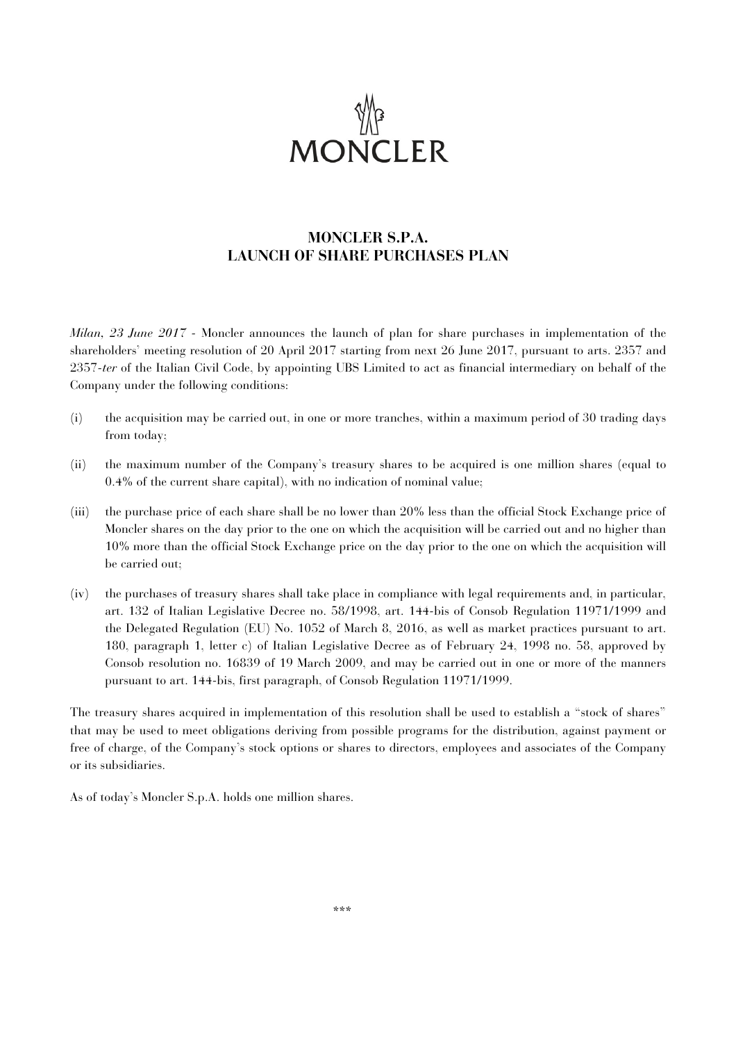MONCLER

# MONCLER S.P.A.
# LAUNCH OF SHARE PURCHASES PLAN

*Milan, 23 June 2017* - Moncler announces the launch of plan for share purchases in implementation of the shareholders' meeting resolution of 20 April 2017 starting from next 26 June 2017, pursuant to arts. 2357 and 2357-*ter* of the Italian Civil Code, by appointing UBS Limited to act as financial intermediary on behalf of the Company under the following conditions:

(i) the acquisition may be carried out, in one or more tranches, within a maximum period of 30 trading days from today;

(ii) the maximum number of the Company's treasury shares to be acquired is one million shares (equal to 0.4% of the current share capital), with no indication of nominal value;

(iii) the purchase price of each share shall be no lower than 20% less than the official Stock Exchange price of Moncler shares on the day prior to the one on which the acquisition will be carried out and no higher than 10% more than the official Stock Exchange price on the day prior to the one on which the acquisition will be carried out;

(iv) the purchases of treasury shares shall take place in compliance with legal requirements and, in particular, art. 132 of Italian Legislative Decree no. 58/1998, art. 144-bis of Consob Regulation 11971/1999 and the Delegated Regulation (EU) No. 1052 of March 8, 2016, as well as market practices pursuant to art. 180, paragraph 1, letter c) of Italian Legislative Decree as of February 24, 1998 no. 58, approved by Consob resolution no. 16839 of 19 March 2009, and may be carried out in one or more of the manners pursuant to art. 144-bis, first paragraph, of Consob Regulation 11971/1999.

The treasury shares acquired in implementation of this resolution shall be used to establish a "stock of shares" that may be used to meet obligations deriving from possible programs for the distribution, against payment or free of charge, of the Company's stock options or shares to directors, employees and associates of the Company or its subsidiaries.

As of today's Moncler S.p.A. holds one million shares.

\*\*\*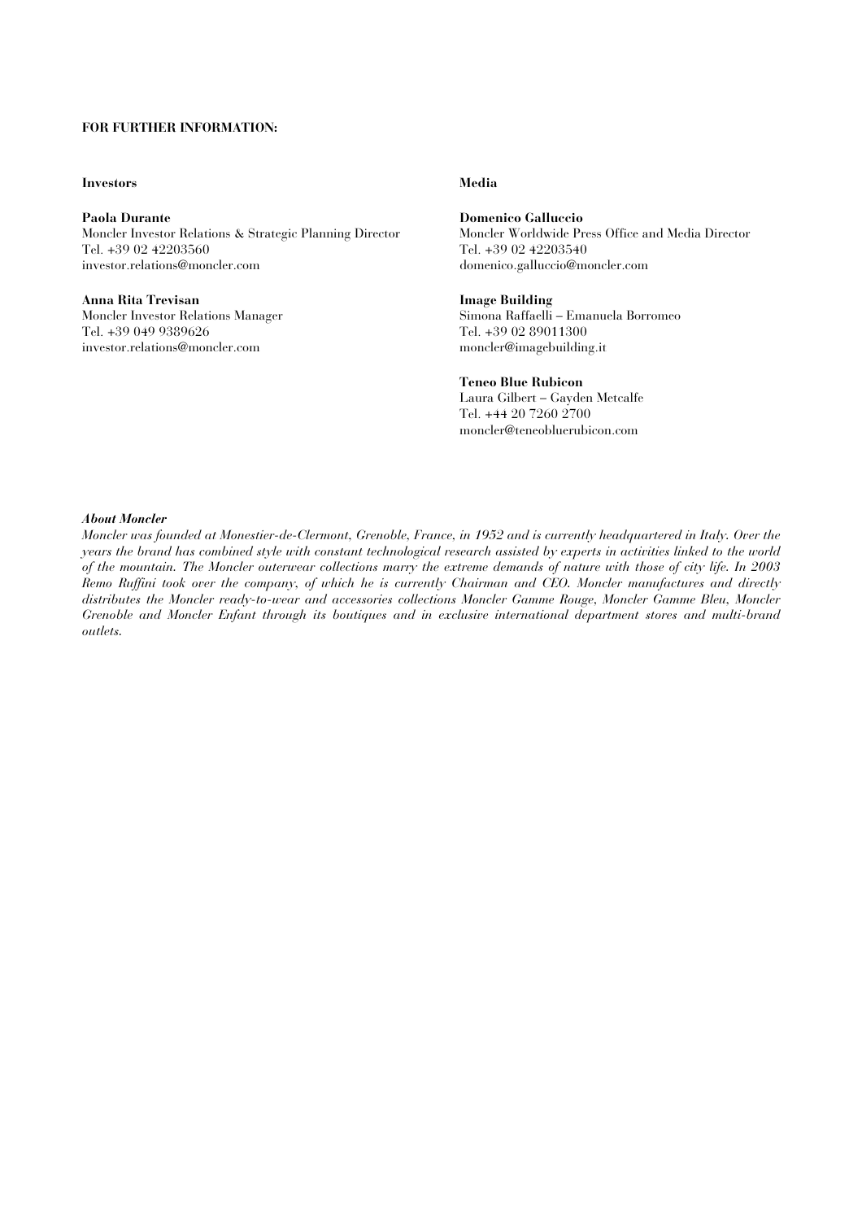**FOR FURTHER INFORMATION:**

**Investors**

**Paola Durante**
Moncler Investor Relations & Strategic Planning Director
Tel. +39 02 42203560
investor.relations@moncler.com

**Anna Rita Trevisan**
Moncler Investor Relations Manager
Tel. +39 049 9389626
investor.relations@moncler.com

**Media**

**Domenico Galluccio**
Moncler Worldwide Press Office and Media Director
Tel. +39 02 42203540
domenico.galluccio@moncler.com

**Image Building**
Simona Raffaelli – Emanuela Borromeo
Tel. +39 02 89011300
moncler@imagebuilding.it

**Teneo Blue Rubicon**
Laura Gilbert – Gayden Metcalfe
Tel. +44 20 7260 2700
moncler@teneobluerubicon.com

***About Moncler***

*Moncler was founded at Monestier-de-Clermont, Grenoble, France, in 1952 and is currently headquartered in Italy. Over the years the brand has combined style with constant technological research assisted by experts in activities linked to the world of the mountain. The Moncler outerwear collections marry the extreme demands of nature with those of city life. In 2003 Remo Ruffini took over the company, of which he is currently Chairman and CEO. Moncler manufactures and directly distributes the Moncler ready-to-wear and accessories collections Moncler Gamme Rouge, Moncler Gamme Bleu, Moncler Grenoble and Moncler Enfant through its boutiques and in exclusive international department stores and multi-brand outlets.*